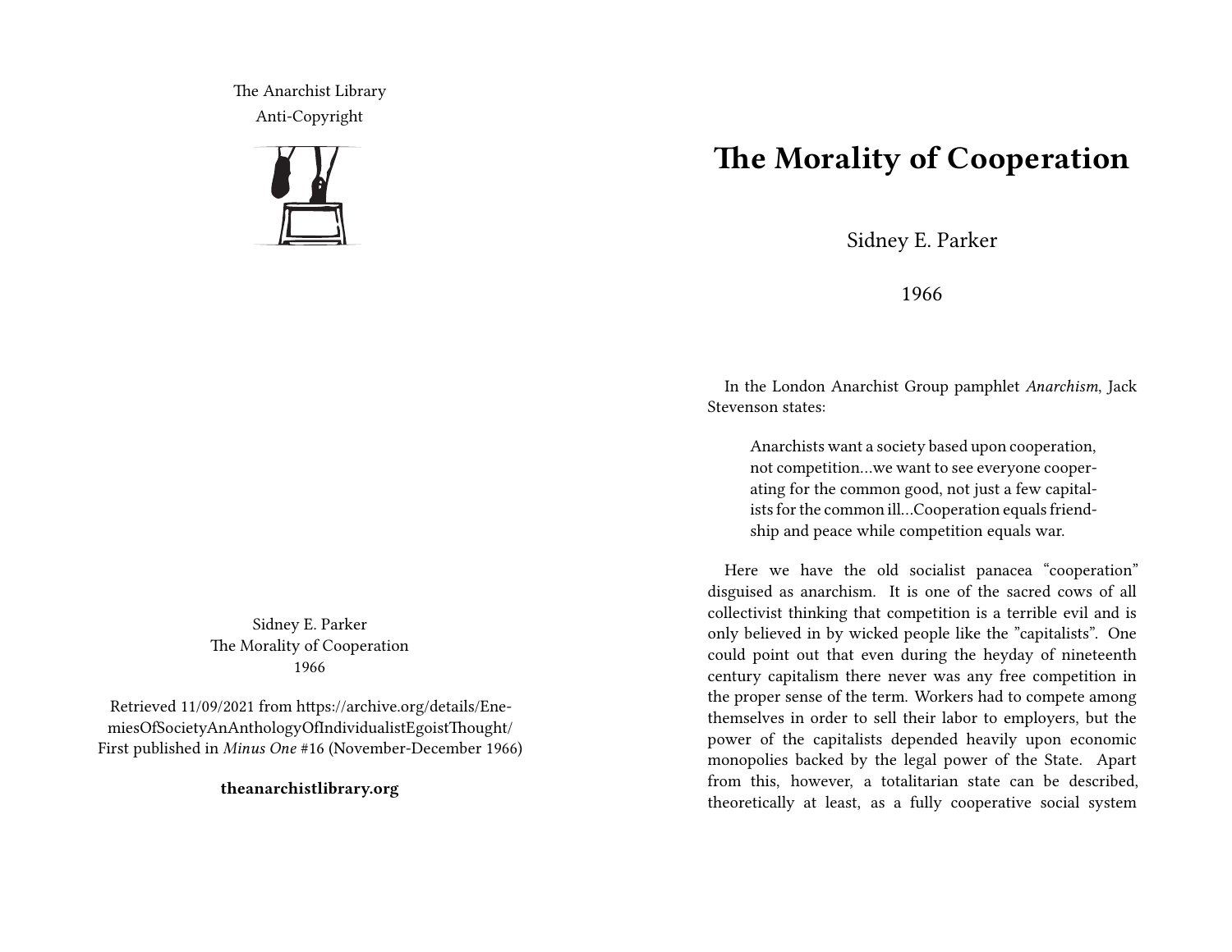The Anarchist Library
Anti-Copyright

Sidney E. Parker
The Morality of Cooperation
1966

Retrieved 11/09/2021 from https://archive.org/details/EnemiesOfSocietyAnAnthologyOfIndividualistEgoistThought/
First published in *Minus One* #16 (November-December 1966)

**theanarchistlibrary.org**

# The Morality of Cooperation

Sidney E. Parker

1966

In the London Anarchist Group pamphlet *Anarchism*, Jack Stevenson states:

> Anarchists want a society based upon cooperation, not competition…we want to see everyone cooperating for the common good, not just a few capitalists for the common ill…Cooperation equals friendship and peace while competition equals war.

Here we have the old socialist panacea "cooperation" disguised as anarchism. It is one of the sacred cows of all collectivist thinking that competition is a terrible evil and is only believed in by wicked people like the "capitalists". One could point out that even during the heyday of nineteenth century capitalism there never was any free competition in the proper sense of the term. Workers had to compete among themselves in order to sell their labor to employers, but the power of the capitalists depended heavily upon economic monopolies backed by the legal power of the State. Apart from this, however, a totalitarian state can be described, theoretically at least, as a fully cooperative social system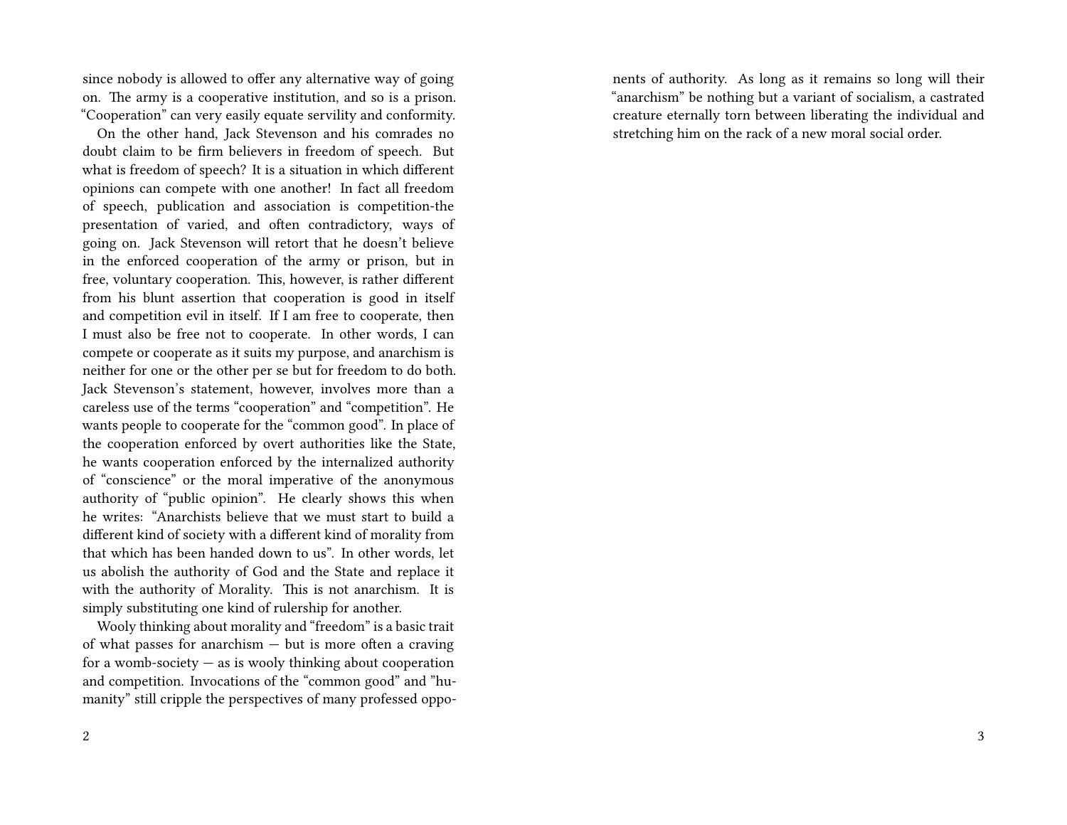since nobody is allowed to offer any alternative way of going on. The army is a cooperative institution, and so is a prison. "Cooperation" can very easily equate servility and conformity.

On the other hand, Jack Stevenson and his comrades no doubt claim to be firm believers in freedom of speech. But what is freedom of speech? It is a situation in which different opinions can compete with one another! In fact all freedom of speech, publication and association is competition-the presentation of varied, and often contradictory, ways of going on. Jack Stevenson will retort that he doesn't believe in the enforced cooperation of the army or prison, but in free, voluntary cooperation. This, however, is rather different from his blunt assertion that cooperation is good in itself and competition evil in itself. If I am free to cooperate, then I must also be free not to cooperate. In other words, I can compete or cooperate as it suits my purpose, and anarchism is neither for one or the other per se but for freedom to do both. Jack Stevenson's statement, however, involves more than a careless use of the terms "cooperation" and "competition". He wants people to cooperate for the "common good". In place of the cooperation enforced by overt authorities like the State, he wants cooperation enforced by the internalized authority of "conscience" or the moral imperative of the anonymous authority of "public opinion". He clearly shows this when he writes: "Anarchists believe that we must start to build a different kind of society with a different kind of morality from that which has been handed down to us". In other words, let us abolish the authority of God and the State and replace it with the authority of Morality. This is not anarchism. It is simply substituting one kind of rulership for another.

Wooly thinking about morality and "freedom" is a basic trait of what passes for anarchism — but is more often a craving for a womb-society — as is wooly thinking about cooperation and competition. Invocations of the "common good" and "humanity" still cripple the perspectives of many professed opponents of authority. As long as it remains so long will their "anarchism" be nothing but a variant of socialism, a castrated creature eternally torn between liberating the individual and stretching him on the rack of a new moral social order.